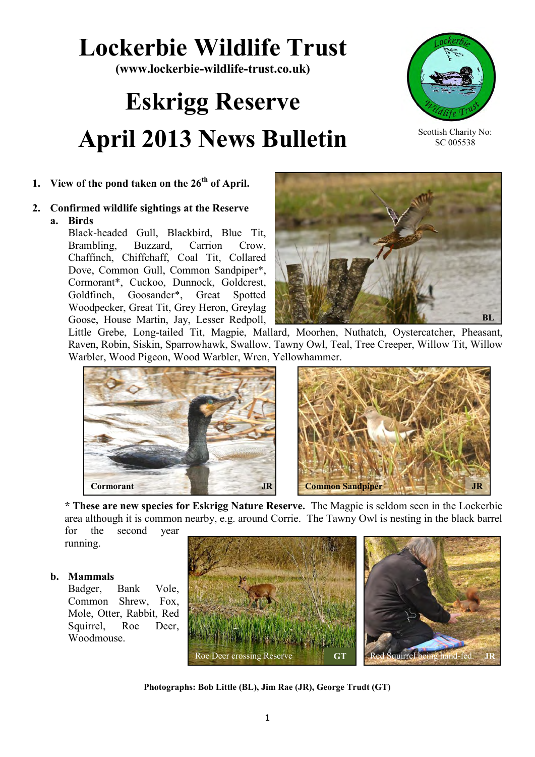# Lockerbie Wildlife Trust

**(www.lockerbie-wildlife-trust.co.uk)**

# Eskrigg Reserve

# April 2013 News Bulletin

Scottish Charity No: SC 005538

1. **View of the pond taken on the 26th of April.**

2. **Confirmed wildlife sightings at the Reserve**

   a. **Birds**

   Black-headed Gull, Blackbird, Blue Tit, Brambling, Buzzard, Carrion Crow, Chaffinch, Chiffchaff, Coal Tit, Collared Dove, Common Gull, Common Sandpiper*, Cormorant*, Cuckoo, Dunnock, Goldcrest, Goldfinch, Goosander*, Great Spotted Woodpecker, Great Tit, Grey Heron, Greylag Goose, House Martin, Jay, Lesser Redpoll, Little Grebe, Long-tailed Tit, Magpie, Mallard, Moorhen, Nuthatch, Oystercatcher, Pheasant, Raven, Robin, Siskin, Sparrowhawk, Swallow, Tawny Owl, Teal, Tree Creeper, Willow Tit, Willow Warbler, Wood Pigeon, Wood Warbler, Wren, Yellowhammer.

BL

Cormorant JR

Common Sandpiper JR

**\* These are new species for Eskrigg Nature Reserve.** The Magpie is seldom seen in the Lockerbie area although it is common nearby, e.g. around Corrie. The Tawny Owl is nesting in the black barrel for the second year running.

   b. **Mammals**

   Badger, Bank Vole, Common Shrew, Fox, Mole, Otter, Rabbit, Red Squirrel, Roe Deer, Woodmouse.

Roe Deer crossing Reserve GT

Red Squirrel being hand-fed. JR

**Photographs: Bob Little (BL), Jim Rae (JR), George Trudt (GT)**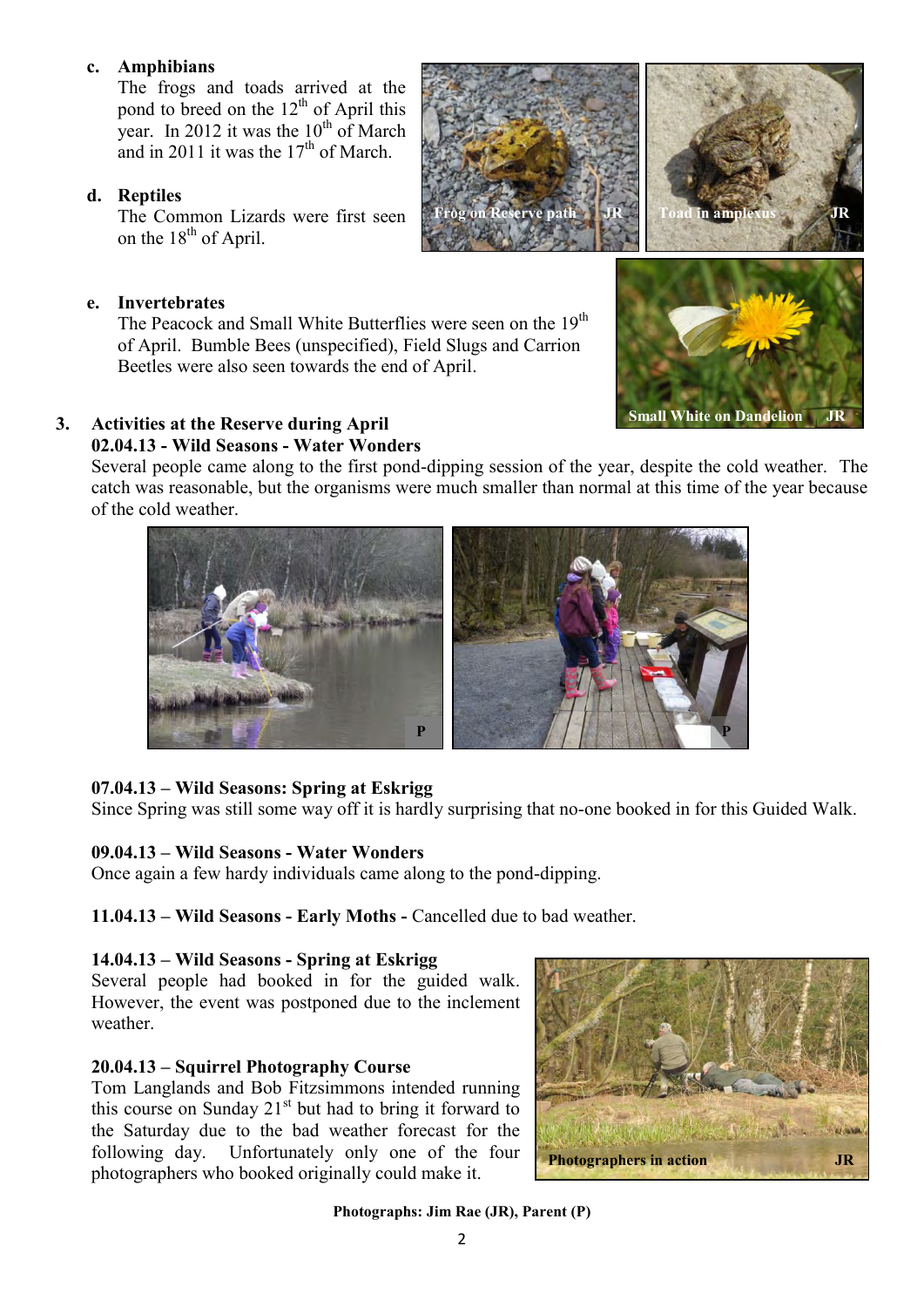c. **Amphibians**
The frogs and toads arrived at the pond to breed on the 12th of April this year. In 2012 it was the 10th of March and in 2011 it was the 17th of March.

Frog on Reserve path JR

Toad in amplexus JR

d. **Reptiles**
The Common Lizards were first seen on the 18th of April.

e. **Invertebrates**
The Peacock and Small White Butterflies were seen on the 19th of April. Bumble Bees (unspecified), Field Slugs and Carrion Beetles were also seen towards the end of April.

Small White on Dandelion JR

3. **Activities at the Reserve during April**

**02.04.13 - Wild Seasons - Water Wonders**
Several people came along to the first pond-dipping session of the year, despite the cold weather. The catch was reasonable, but the organisms were much smaller than normal at this time of the year because of the cold weather.

P

P

**07.04.13 – Wild Seasons: Spring at Eskrigg**
Since Spring was still some way off it is hardly surprising that no-one booked in for this Guided Walk.

**09.04.13 – Wild Seasons - Water Wonders**
Once again a few hardy individuals came along to the pond-dipping.

**11.04.13 – Wild Seasons - Early Moths -** Cancelled due to bad weather.

**14.04.13 – Wild Seasons - Spring at Eskrigg**
Several people had booked in for the guided walk. However, the event was postponed due to the inclement weather.

**20.04.13 – Squirrel Photography Course**
Tom Langlands and Bob Fitzsimmons intended running this course on Sunday 21st but had to bring it forward to the Saturday due to the bad weather forecast for the following day. Unfortunately only one of the four photographers who booked originally could make it.

Photographers in action JR

**Photographs: Jim Rae (JR), Parent (P)**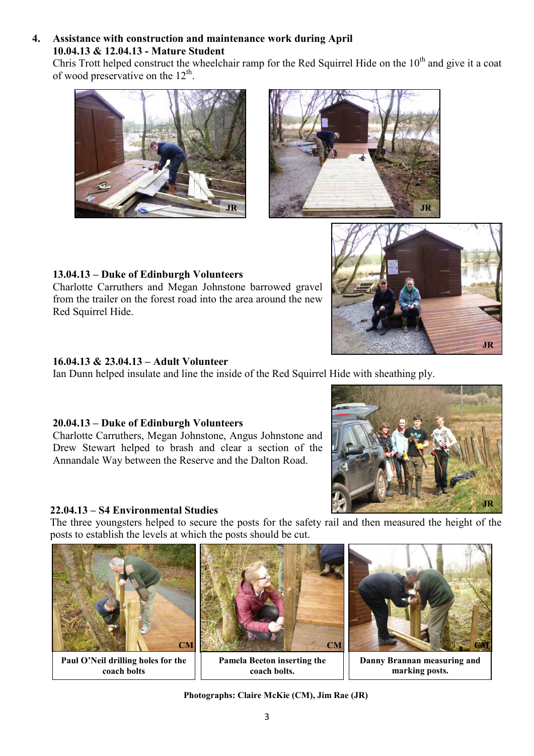## 4. Assistance with construction and maintenance work during April

### 10.04.13 & 12.04.13 - Mature Student

Chris Trott helped construct the wheelchair ramp for the Red Squirrel Hide on the 10th and give it a coat of wood preservative on the 12th.

### 13.04.13 – Duke of Edinburgh Volunteers

Charlotte Carruthers and Megan Johnstone barrowed gravel from the trailer on the forest road into the area around the new Red Squirrel Hide.

### 16.04.13 & 23.04.13 – Adult Volunteer

Ian Dunn helped insulate and line the inside of the Red Squirrel Hide with sheathing ply.

### 20.04.13 – Duke of Edinburgh Volunteers

Charlotte Carruthers, Megan Johnstone, Angus Johnstone and Drew Stewart helped to brash and clear a section of the Annandale Way between the Reserve and the Dalton Road.

### 22.04.13 – S4 Environmental Studies

The three youngsters helped to secure the posts for the safety rail and then measured the height of the posts to establish the levels at which the posts should be cut.

**Paul O'Neil drilling holes for the coach bolts**

**Pamela Beeton inserting the coach bolts.**

**Danny Brannan measuring and marking posts.**

**Photographs: Claire McKie (CM), Jim Rae (JR)**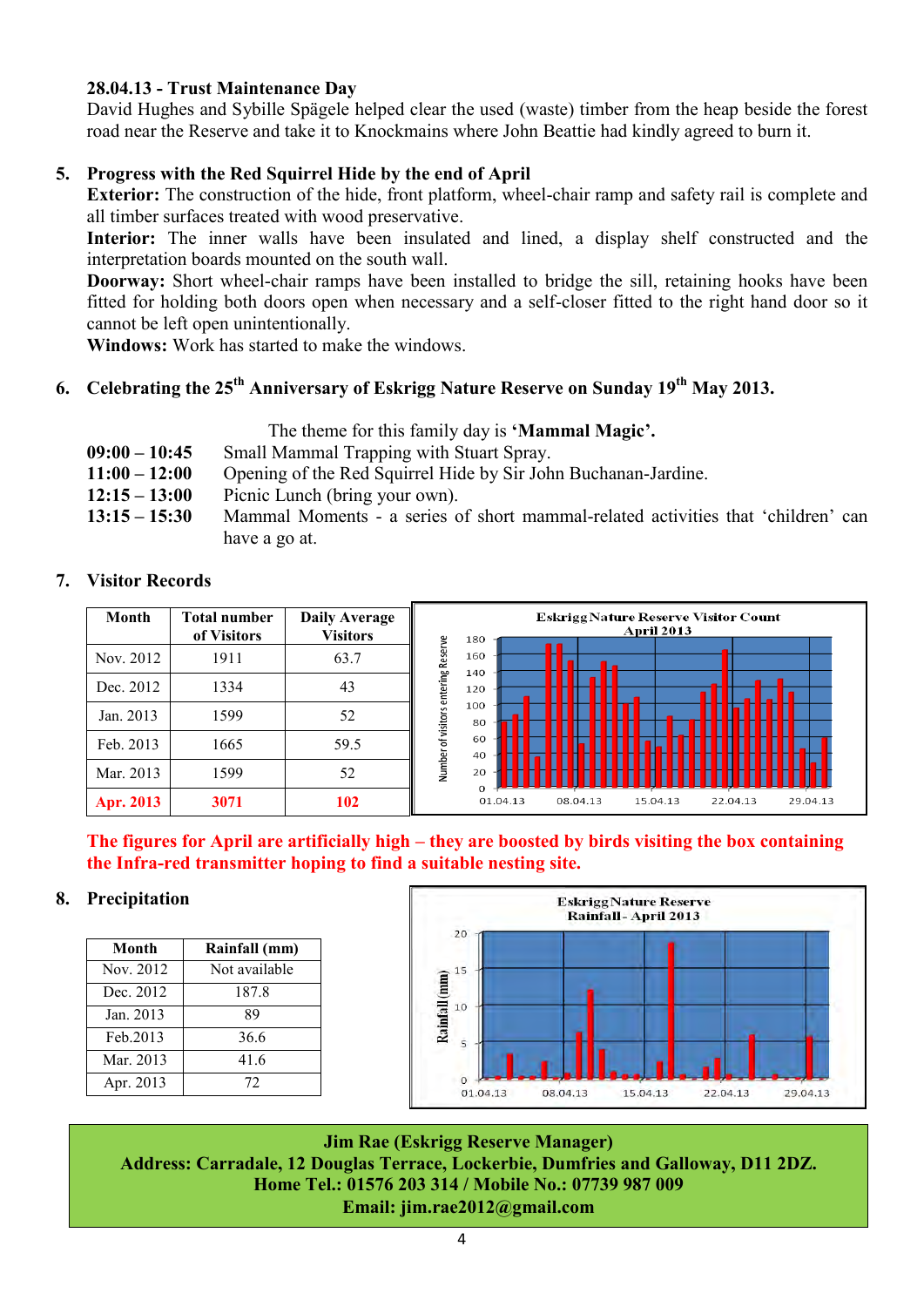**28.04.13 - Trust Maintenance Day**

David Hughes and Sybille Spägele helped clear the used (waste) timber from the heap beside the forest road near the Reserve and take it to Knockmains where John Beattie had kindly agreed to burn it.

## 5. Progress with the Red Squirrel Hide by the end of April

**Exterior:** The construction of the hide, front platform, wheel-chair ramp and safety rail is complete and all timber surfaces treated with wood preservative.

**Interior:** The inner walls have been insulated and lined, a display shelf constructed and the interpretation boards mounted on the south wall.

**Doorway:** Short wheel-chair ramps have been installed to bridge the sill, retaining hooks have been fitted for holding both doors open when necessary and a self-closer fitted to the right hand door so it cannot be left open unintentionally.

**Windows:** Work has started to make the windows.

## 6. Celebrating the 25th Anniversary of Eskrigg Nature Reserve on Sunday 19th May 2013.

The theme for this family day is **'Mammal Magic'.**

**09:00 – 10:45** Small Mammal Trapping with Stuart Spray.
**11:00 – 12:00** Opening of the Red Squirrel Hide by Sir John Buchanan-Jardine.
**12:15 – 13:00** Picnic Lunch (bring your own).
**13:15 – 15:30** Mammal Moments - a series of short mammal-related activities that 'children' can have a go at.

## 7. Visitor Records

| Month | Total number of Visitors | Daily Average Visitors |
|---|---|---|
| Nov. 2012 | 1911 | 63.7 |
| Dec. 2012 | 1334 | 43 |
| Jan. 2013 | 1599 | 52 |
| Feb. 2013 | 1665 | 59.5 |
| Mar. 2013 | 1599 | 52 |
| **Apr. 2013** | **3071** | **102** |

Eskrigg Nature Reserve Visitor Count
April 2013
Number of visitors entering Reserve
0
20
40
60
80
100
120
140
160
180
01.04.13
08.04.13
15.04.13
22.04.13
29.04.13

**The figures for April are artificially high – they are boosted by birds visiting the box containing the Infra-red transmitter hoping to find a suitable nesting site.**

## 8. Precipitation

| Month | Rainfall (mm) |
|---|---|
| Nov. 2012 | Not available |
| Dec. 2012 | 187.8 |
| Jan. 2013 | 89 |
| Feb.2013 | 36.6 |
| Mar. 2013 | 41.6 |
| Apr. 2013 | 72 |

Eskrigg Nature Reserve
Rainfall - April 2013
Rainfall (mm)
0
5
10
15
20
01.04.13
08.04.13
15.04.13
22.04.13
29.04.13

**Jim Rae (Eskrigg Reserve Manager)**
**Address: Carradale, 12 Douglas Terrace, Lockerbie, Dumfries and Galloway, D11 2DZ.**
**Home Tel.: 01576 203 314 / Mobile No.: 07739 987 009**
**Email: jim.rae2012@gmail.com**